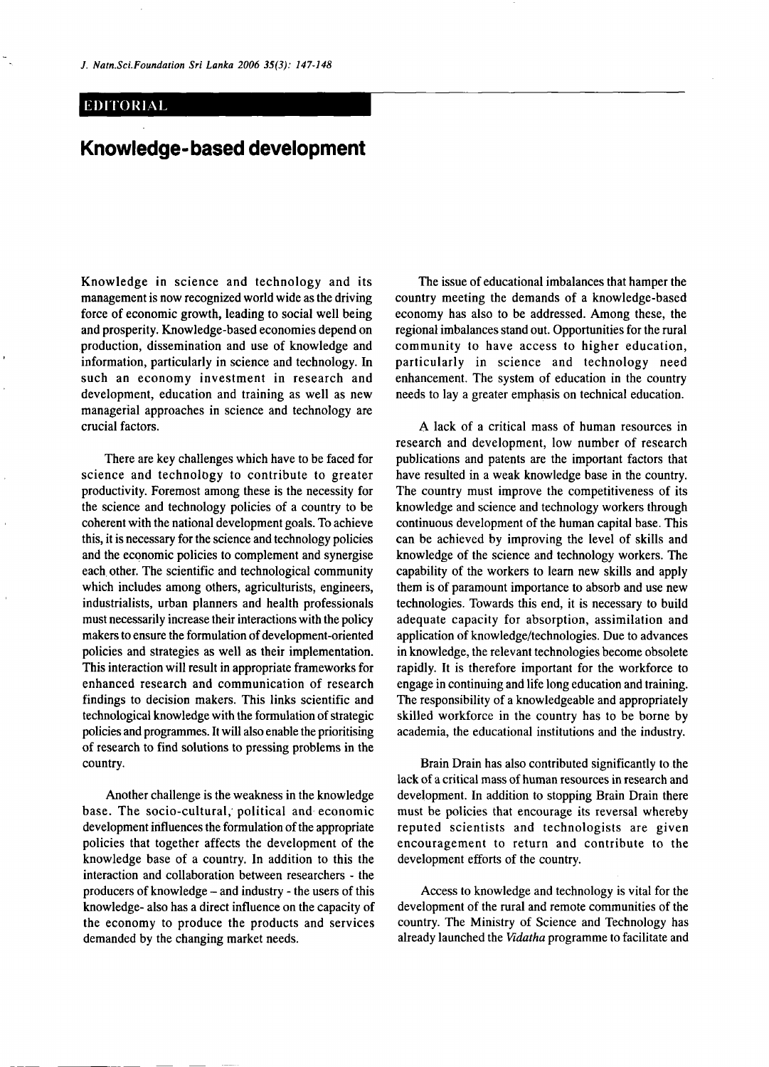EDITORIAL

# Knowledge-based development

Knowledge in science and technology and its management is now recognized world wide as the driving force of economic growth, leading to social well being and prosperity. Knowledge-based economies depend on production, dissemination and use of knowledge and information, particularly in science and technology. In such an economy investment in research and development, education and training as well as new managerial approaches in science and technology are crucial factors.

There are key challenges which have to be faced for science and technology to contribute to greater productivity. Foremost among these is the necessity for the science and technology policies of a country to be coherent with the national development goals. To achieve this, it is necessary for the science and technology policies and the economic policies to complement and synergise each other. The scientific and technological community which includes among others, agriculturists, engineers, industrialists, urban planners and health professionals must necessarily increase their interactions with the policy makers to ensure the formulation of development-oriented policies and strategies as well as their implementation. This interaction will result in appropriate frameworks for enhanced research and communication of research findings to decision makers. This links scientific and technological knowledge with the formulation of strategic policies and programmes. It will also enable the prioritising of research to find solutions to pressing problems in the country.

Another challenge is the weakness in the knowledge base. The socio-cultural, political and economic development influences the formulation of the appropriate policies that together affects the development of the knowledge base of a country. In addition to this the interaction and collaboration between researchers - the producers of knowledge – and industry - the users of this knowledge- also has a direct influence on the capacity of the economy to produce the products and services demanded by the changing market needs.

The issue of educational imbalances that hamper the country meeting the demands of a knowledge-based economy has also to be addressed. Among these, the regional imbalances stand out. Opportunities for the rural community to have access to higher education, particularly in science and technology need enhancement. The system of education in the country needs to lay a greater emphasis on technical education.

A lack of a critical mass of human resources in research and development, low number of research publications and patents are the important factors that have resulted in a weak knowledge base in the country. The country must improve the competitiveness of its knowledge and science and technology workers through continuous development of the human capital base. This can be achieved by improving the level of skills and knowledge of the science and technology workers. The capability of the workers to learn new skills and apply them is of paramount importance to absorb and use new technologies. Towards this end, it is necessary to build adequate capacity for absorption, assimilation and application of knowledge/technologies. Due to advances in knowledge, the relevant technologies become obsolete rapidly. It is therefore important for the workforce to engage in continuing and life long education and training. The responsibility of a knowledgeable and appropriately skilled workforce in the country has to be borne by academia, the educational institutions and the industry.

Brain Drain has also contributed significantly to the lack of a critical mass of human resources in research and development. In addition to stopping Brain Drain there must be policies that encourage its reversal whereby reputed scientists and technologists are given encouragement to return and contribute to the development efforts of the country.

Access to knowledge and technology is vital for the development of the rural and remote communities of the country. The Ministry of Science and Technology has already launched the *Vidatha* programme to facilitate and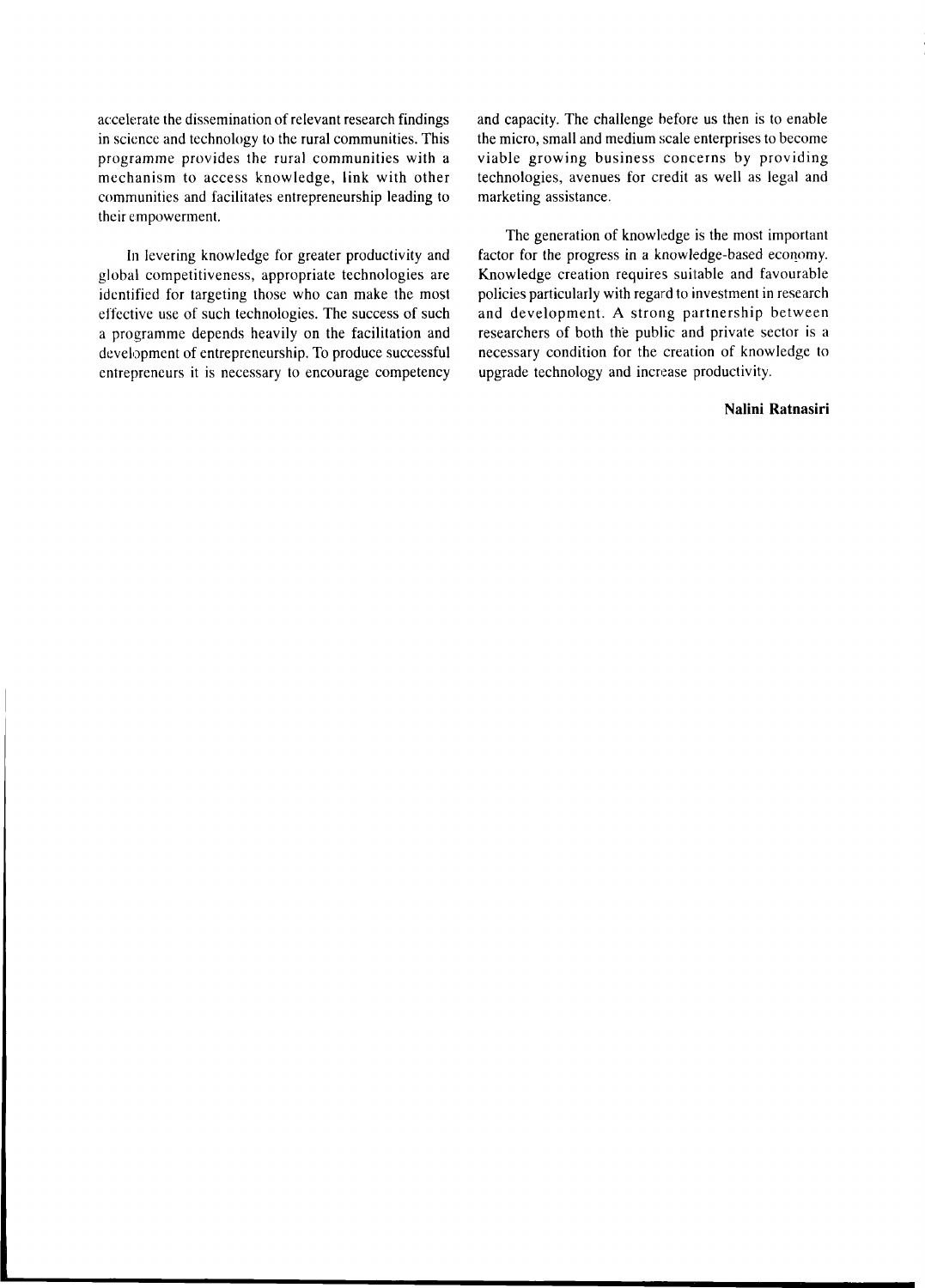accelerate the dissemination of relevant research findings in science and technology to the rural communities. This programme provides the rural communities with a mechanism to access knowledge, link with other communities and facilitates entrepreneurship leading to their empowerment.

In levering knowledge for greater productivity and global competitiveness, appropriate technologies are identified for targeting those who can make the most effective use of such technologies. The success of such a programme depends heavily on the facilitation and development of entrepreneurship. To produce successful entrepreneurs it is necessary to encourage competency and capacity. The challenge before us then is to enable the micro, small and medium scale enterprises to become viable growing business concerns by providing technologies, avenues for credit as well as legal and marketing assistance.

The generation of knowledge is the most important factor for the progress in a knowledge-based economy. Knowledge creation requires suitable and favourable policies particularly with regard to investment in research and development. A strong partnership between researchers of both the public and private sector is a necessary condition for the creation of knowledge to upgrade technology and increase productivity.

**Nalini Ratnasiri**